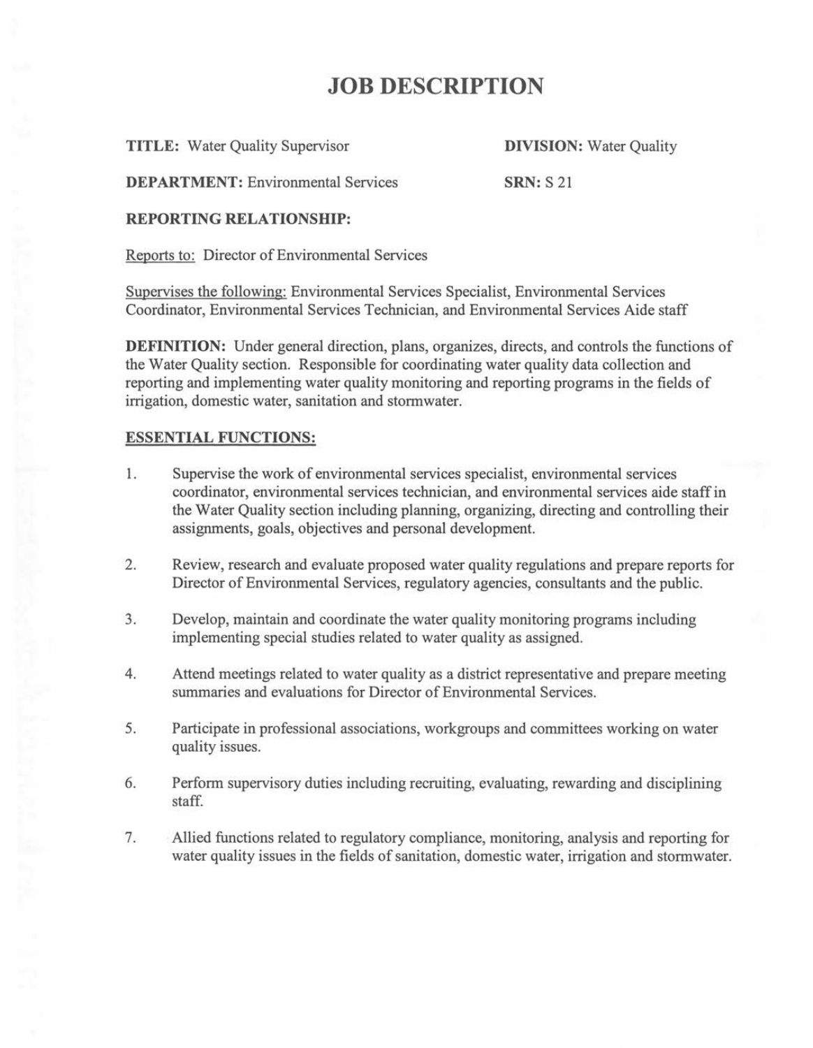# JOB DESCRIPTION

**TITLE:** Water Quality Supervisor

**DIVISION:** Water Quality

**DEPARTMENT:** Environmental Services

**SRN:** S 21

**REPORTING RELATIONSHIP:**

Reports to: Director of Environmental Services

Supervises the following: Environmental Services Specialist, Environmental Services Coordinator, Environmental Services Technician, and Environmental Services Aide staff

**DEFINITION:** Under general direction, plans, organizes, directs, and controls the functions of the Water Quality section. Responsible for coordinating water quality data collection and reporting and implementing water quality monitoring and reporting programs in the fields of irrigation, domestic water, sanitation and stormwater.

**ESSENTIAL FUNCTIONS:**

1. Supervise the work of environmental services specialist, environmental services coordinator, environmental services technician, and environmental services aide staff in the Water Quality section including planning, organizing, directing and controlling their assignments, goals, objectives and personal development.

2. Review, research and evaluate proposed water quality regulations and prepare reports for Director of Environmental Services, regulatory agencies, consultants and the public.

3. Develop, maintain and coordinate the water quality monitoring programs including implementing special studies related to water quality as assigned.

4. Attend meetings related to water quality as a district representative and prepare meeting summaries and evaluations for Director of Environmental Services.

5. Participate in professional associations, workgroups and committees working on water quality issues.

6. Perform supervisory duties including recruiting, evaluating, rewarding and disciplining staff.

7. Allied functions related to regulatory compliance, monitoring, analysis and reporting for water quality issues in the fields of sanitation, domestic water, irrigation and stormwater.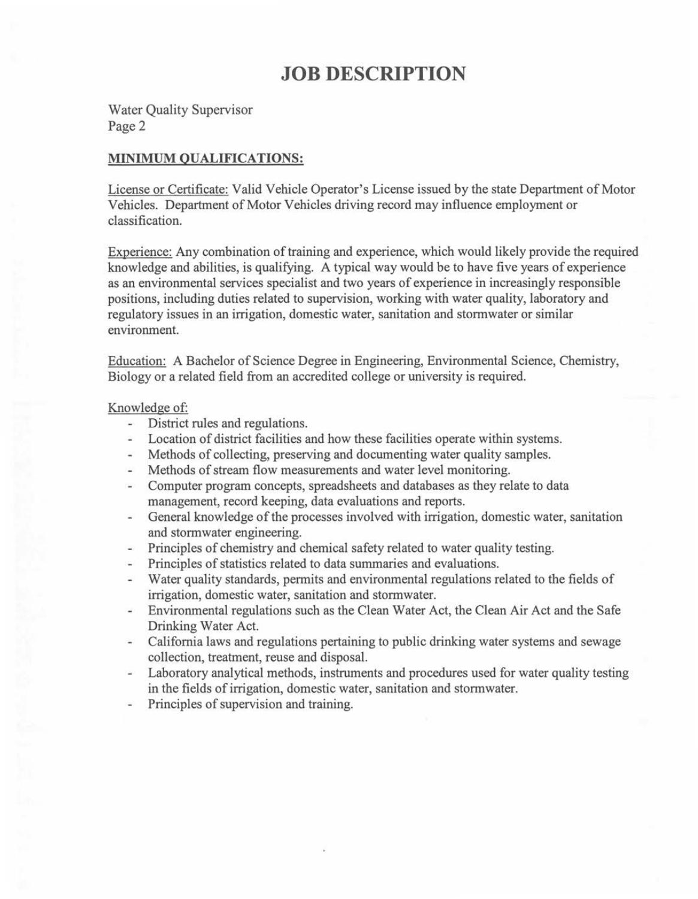# JOB DESCRIPTION

Water Quality Supervisor
Page 2

**MINIMUM QUALIFICATIONS:**

License or Certificate: Valid Vehicle Operator's License issued by the state Department of Motor Vehicles. Department of Motor Vehicles driving record may influence employment or classification.

Experience: Any combination of training and experience, which would likely provide the required knowledge and abilities, is qualifying. A typical way would be to have five years of experience as an environmental services specialist and two years of experience in increasingly responsible positions, including duties related to supervision, working with water quality, laboratory and regulatory issues in an irrigation, domestic water, sanitation and stormwater or similar environment.

Education: A Bachelor of Science Degree in Engineering, Environmental Science, Chemistry, Biology or a related field from an accredited college or university is required.

Knowledge of:

- District rules and regulations.
- Location of district facilities and how these facilities operate within systems.
- Methods of collecting, preserving and documenting water quality samples.
- Methods of stream flow measurements and water level monitoring.
- Computer program concepts, spreadsheets and databases as they relate to data management, record keeping, data evaluations and reports.
- General knowledge of the processes involved with irrigation, domestic water, sanitation and stormwater engineering.
- Principles of chemistry and chemical safety related to water quality testing.
- Principles of statistics related to data summaries and evaluations.
- Water quality standards, permits and environmental regulations related to the fields of irrigation, domestic water, sanitation and stormwater.
- Environmental regulations such as the Clean Water Act, the Clean Air Act and the Safe Drinking Water Act.
- California laws and regulations pertaining to public drinking water systems and sewage collection, treatment, reuse and disposal.
- Laboratory analytical methods, instruments and procedures used for water quality testing in the fields of irrigation, domestic water, sanitation and stormwater.
- Principles of supervision and training.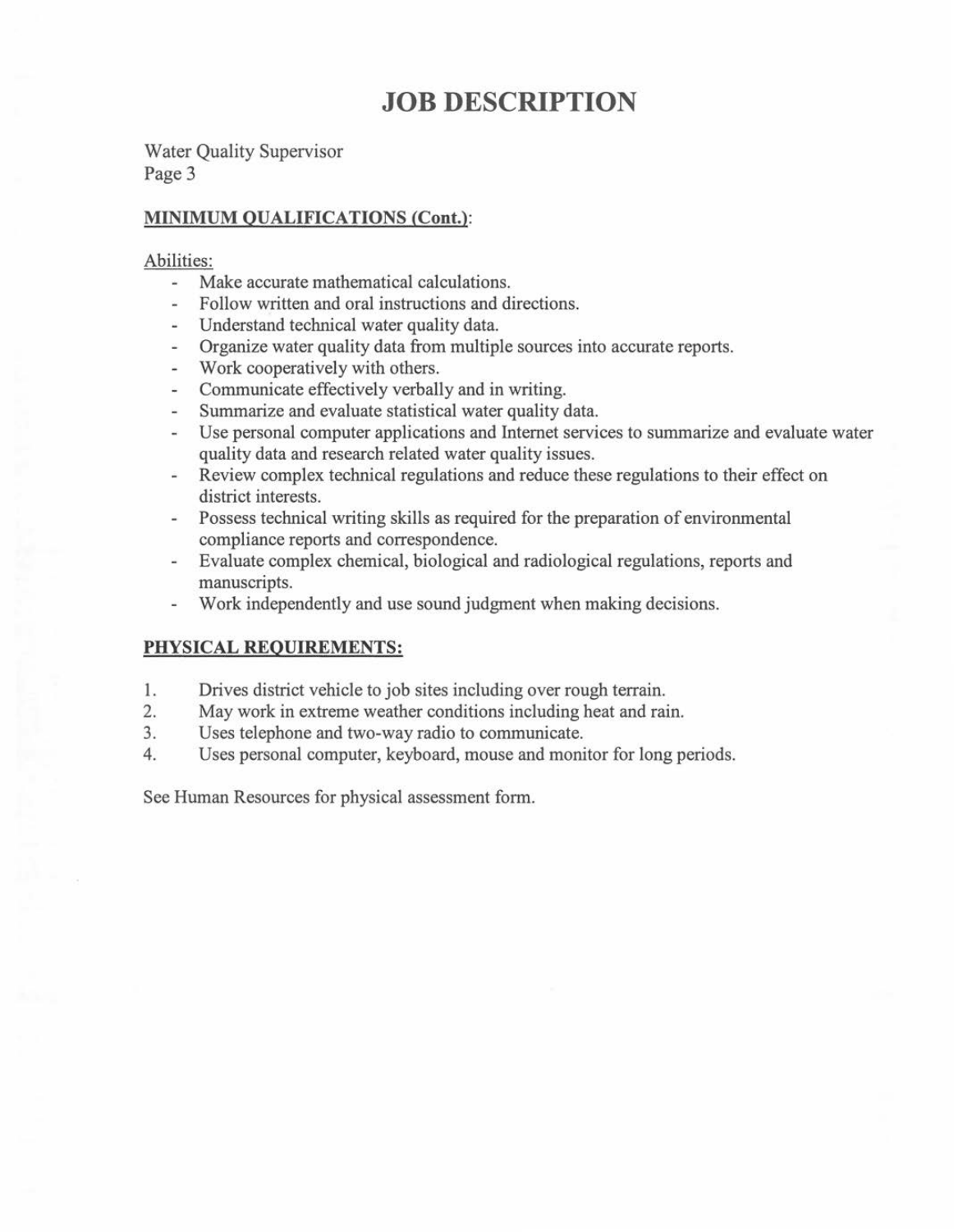# JOB DESCRIPTION

Water Quality Supervisor
Page 3

**MINIMUM QUALIFICATIONS (Cont.)**:

Abilities:

- Make accurate mathematical calculations.
- Follow written and oral instructions and directions.
- Understand technical water quality data.
- Organize water quality data from multiple sources into accurate reports.
- Work cooperatively with others.
- Communicate effectively verbally and in writing.
- Summarize and evaluate statistical water quality data.
- Use personal computer applications and Internet services to summarize and evaluate water quality data and research related water quality issues.
- Review complex technical regulations and reduce these regulations to their effect on district interests.
- Possess technical writing skills as required for the preparation of environmental compliance reports and correspondence.
- Evaluate complex chemical, biological and radiological regulations, reports and manuscripts.
- Work independently and use sound judgment when making decisions.

**PHYSICAL REQUIREMENTS:**

1. Drives district vehicle to job sites including over rough terrain.
2. May work in extreme weather conditions including heat and rain.
3. Uses telephone and two-way radio to communicate.
4. Uses personal computer, keyboard, mouse and monitor for long periods.

See Human Resources for physical assessment form.